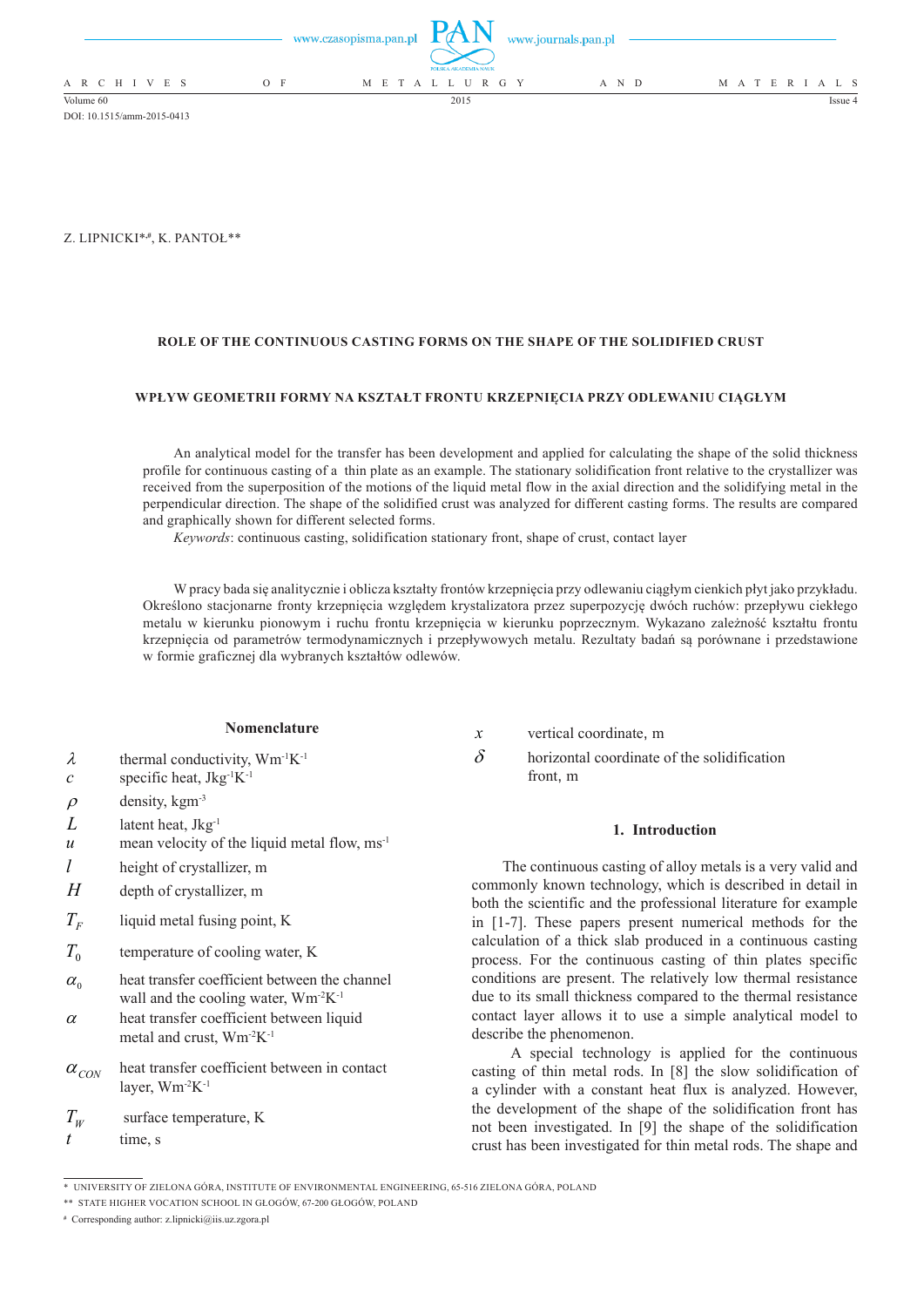Z. LIPNICKI*,#, K. PANTOŁ**

# ROLE OF THE CONTINUOUS CASTING FORMS ON THE SHAPE OF THE SOLIDIFIED CRUST

## WPŁYW GEOMETRII FORMY NA KSZTAŁT FRONTU KRZEPNIĘCIA PRZY ODLEWANIU CIĄGŁYM

An analytical model for the transfer has been development and applied for calculating the shape of the solid thickness profile for continuous casting of a thin plate as an example. The stationary solidification front relative to the crystallizer was received from the superposition of the motions of the liquid metal flow in the axial direction and the solidifying metal in the perpendicular direction. The shape of the solidified crust was analyzed for different casting forms. The results are compared and graphically shown for different selected forms.

*Keywords*: continuous casting, solidification stationary front, shape of crust, contact layer

W pracy bada się analitycznie i oblicza kształty frontów krzepnięcia przy odlewaniu ciągłym cienkich płyt jako przykładu. Określono stacjonarne fronty krzepnięcia względem krystalizatora przez superpozycję dwóch ruchów: przepływu ciekłego metalu w kierunku pionowym i ruchu frontu krzepnięcia w kierunku poprzecznym. Wykazano zależność kształtu frontu krzepnięcia od parametrów termodynamicznych i przepływowych metalu. Rezultaty badań są porównane i przedstawione w formie graficznej dla wybranych kształtów odlewów.

### Nomenclature

| | |
|---|---|
| $\lambda$ | thermal conductivity, $Wm^{-1}K^{-1}$ |
| $c$ | specific heat, $Jkg^{-1}K^{-1}$ |
| $\rho$ | density, $kgm^{-3}$ |
| $L$ | latent heat, $Jkg^{-1}$ |
| $u$ | mean velocity of the liquid metal flow, $ms^{-1}$ |
| $l$ | height of crystallizer, m |
| $H$ | depth of crystallizer, m |
| $T_F$ | liquid metal fusing point, K |
| $T_0$ | temperature of cooling water, K |
| $\alpha_0$ | heat transfer coefficient between the channel wall and the cooling water, $Wm^{-2}K^{-1}$ |
| $\alpha$ | heat transfer coefficient between liquid metal and crust, $Wm^{-2}K^{-1}$ |
| $\alpha_{CON}$ | heat transfer coefficient between in contact layer, $Wm^{-2}K^{-1}$ |
| $T_W$ | surface temperature, K |
| $t$ | time, s |
| $x$ | vertical coordinate, m |
| $\delta$ | horizontal coordinate of the solidification front, m |

## 1. Introduction

The continuous casting of alloy metals is a very valid and commonly known technology, which is described in detail in both the scientific and the professional literature for example in [1-7]. These papers present numerical methods for the calculation of a thick slab produced in a continuous casting process. For the continuous casting of thin plates specific conditions are present. The relatively low thermal resistance due to its small thickness compared to the thermal resistance contact layer allows it to use a simple analytical model to describe the phenomenon.

A special technology is applied for the continuous casting of thin metal rods. In [8] the slow solidification of a cylinder with a constant heat flux is analyzed. However, the development of the shape of the solidification front has not been investigated. In [9] the shape of the solidification crust has been investigated for thin metal rods. The shape and

---

* UNIVERSITY OF ZIELONA GÓRA, INSTITUTE OF ENVIRONMENTAL ENGINEERING, 65-516 ZIELONA GÓRA, POLAND

** STATE HIGHER VOCATION SCHOOL IN GŁOGÓW, 67-200 GŁOGÓW, POLAND

# Corresponding author: z.lipnicki@iis.uz.zgora.pl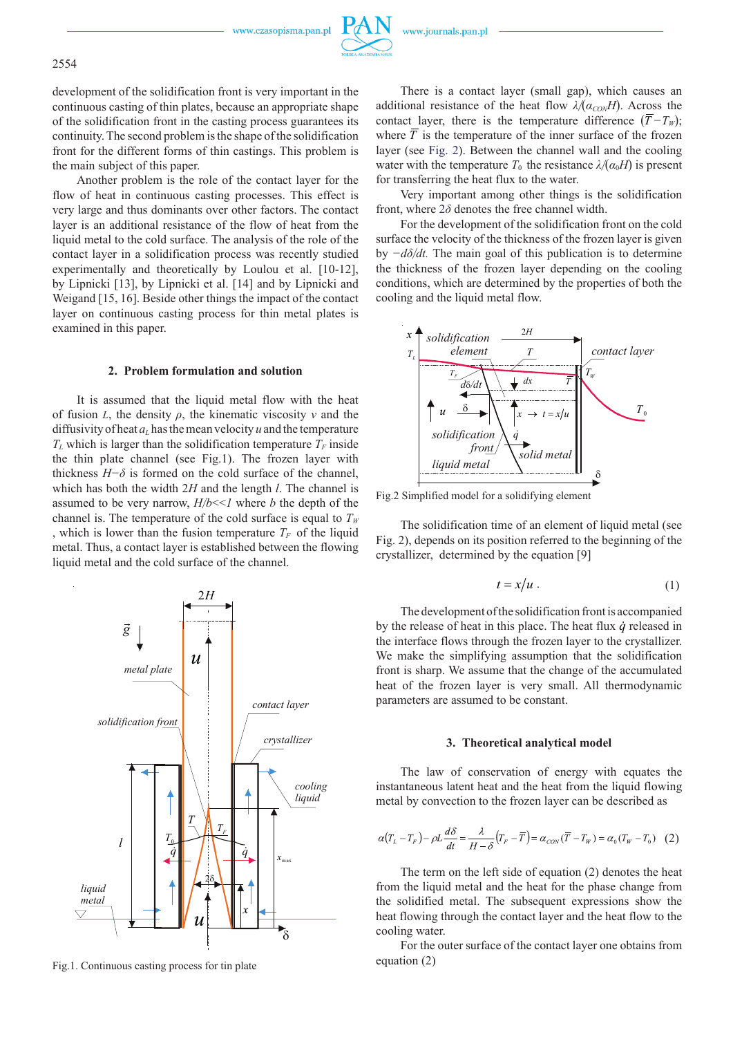development of the solidification front is very important in the continuous casting of thin plates, because an appropriate shape of the solidification front in the casting process guarantees its continuity. The second problem is the shape of the solidification front for the different forms of thin castings. This problem is the main subject of this paper.

Another problem is the role of the contact layer for the flow of heat in continuous casting processes. This effect is very large and thus dominants over other factors. The contact layer is an additional resistance of the flow of heat from the liquid metal to the cold surface. The analysis of the role of the contact layer in a solidification process was recently studied experimentally and theoretically by Loulou et al. [10-12], by Lipnicki [13], by Lipnicki et al. [14] and by Lipnicki and Weigand [15, 16]. Beside other things the impact of the contact layer on continuous casting process for thin metal plates is examined in this paper.

## 2. Problem formulation and solution

It is assumed that the liquid metal flow with the heat of fusion $L$, the density $\rho$, the kinematic viscosity $\nu$ and the diffusivity of heat $a_L$ has the mean velocity $u$ and the temperature $T_L$ which is larger than the solidification temperature $T_F$ inside the thin plate channel (see Fig.1). The frozen layer with thickness $H-\delta$ is formed on the cold surface of the channel, which has both the width $2H$ and the length $l$. The channel is assumed to be very narrow, $H/b<<1$ where $b$ the depth of the channel. The temperature of the cold surface is equal to $T_W$, which is lower than the fusion temperature $T_F$ of the liquid metal. Thus, a contact layer is established between the flowing liquid metal and the cold surface of the channel.

Fig.1. Continuous casting process for tin plate

There is a contact layer (small gap), which causes an additional resistance of the heat flow $\lambda/(\alpha_{CON}H)$. Across the contact layer, there is the temperature difference $(\overline{T}-T_W)$; where $\overline{T}$ is the temperature of the inner surface of the frozen layer (see Fig. 2). Between the channel wall and the cooling water with the temperature $T_0$ the resistance $\lambda/(\alpha_0 H)$ is present for transferring the heat flux to the water.

Very important among other things is the solidification front, where $2\delta$ denotes the free channel width.

For the development of the solidification front on the cold surface the velocity of the thickness of the frozen layer is given by $-d\delta/dt$. The main goal of this publication is to determine the thickness of the frozen layer depending on the cooling conditions, which are determined by the properties of both the cooling and the liquid metal flow.

Fig.2 Simplified model for a solidifying element

The solidification time of an element of liquid metal (see Fig. 2), depends on its position referred to the beginning of the crystallizer, determined by the equation [9]

$$t = x/u\,. \tag{1}$$

The development of the solidification front is accompanied by the release of heat in this place. The heat flux $\dot{q}$ released in the interface flows through the frozen layer to the crystallizer. We make the simplifying assumption that the solidification front is sharp. We assume that the change of the accumulated heat of the frozen layer is very small. All thermodynamic parameters are assumed to be constant.

## 3. Theoretical analytical model

The law of conservation of energy with equates the instantaneous latent heat and the heat from the liquid flowing metal by convection to the frozen layer can be described as

$$\alpha(T_L - T_F) - \rho L\frac{d\delta}{dt} = \frac{\lambda}{H-\delta}\left(T_F - \overline{T}\right) = \alpha_{CON}\left(\overline{T} - T_W\right) = \alpha_0\left(T_W - T_0\right) \tag{2}$$

The term on the left side of equation (2) denotes the heat from the liquid metal and the heat for the phase change from the solidified metal. The subsequent expressions show the heat flowing through the contact layer and the heat flow to the cooling water.

For the outer surface of the contact layer one obtains from equation (2)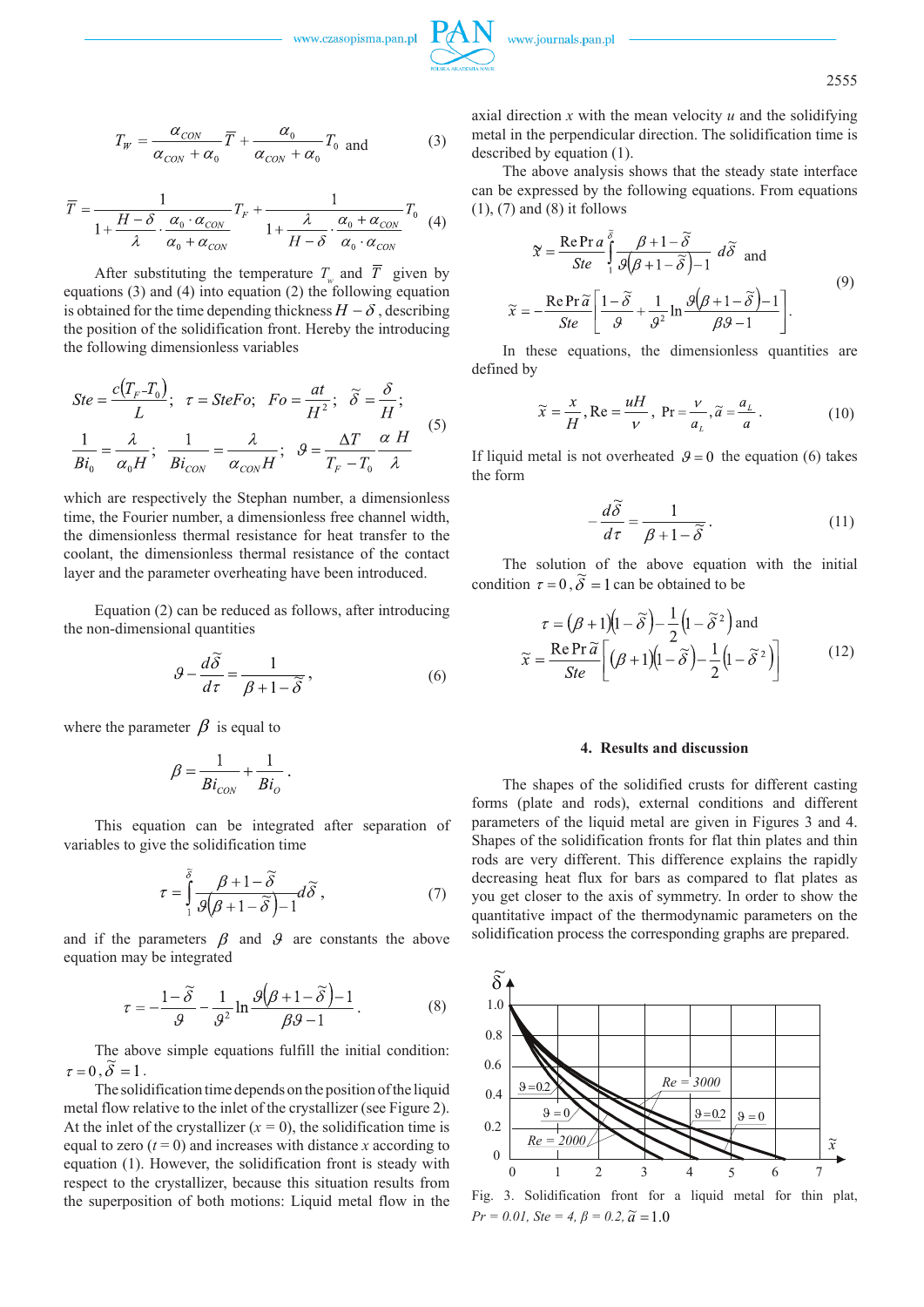$$T_W = \frac{\alpha_{CON}}{\alpha_{CON}+\alpha_0}\overline{T} + \frac{\alpha_0}{\alpha_{CON}+\alpha_0}T_0 \text{ and} \tag{3}$$

$$\overline{T} = \frac{1}{1+\dfrac{H-\delta}{\lambda}\cdot\dfrac{\alpha_0\cdot\alpha_{CON}}{\alpha_0+\alpha_{CON}}}T_F + \frac{1}{1+\dfrac{\lambda}{H-\delta}\cdot\dfrac{\alpha_0+\alpha_{CON}}{\alpha_0\cdot\alpha_{CON}}}T_0 \tag{4}$$

After substituting the temperature $T_w$ and $\overline{T}$ given by equations (3) and (4) into equation (2) the following equation is obtained for the time depending thickness $H-\delta$, describing the position of the solidification front. Hereby the introducing the following dimensionless variables

$$Ste = \frac{c(T_F - T_0)}{L};\quad \tau = SteFo;\quad Fo = \frac{at}{H^2};\quad \tilde{\delta} = \frac{\delta}{H};$$
$$\frac{1}{Bi_0} = \frac{\lambda}{\alpha_0 H};\quad \frac{1}{Bi_{CON}} = \frac{\lambda}{\alpha_{CON} H};\quad \vartheta = \frac{\Delta T}{T_F - T_0}\frac{\alpha\, H}{\lambda} \tag{5}$$

which are respectively the Stephan number, a dimensionless time, the Fourier number, a dimensionless free channel width, the dimensionless thermal resistance for heat transfer to the coolant, the dimensionless thermal resistance of the contact layer and the parameter overheating have been introduced.

Equation (2) can be reduced as follows, after introducing the non-dimensional quantities

$$\vartheta - \frac{d\tilde{\delta}}{d\tau} = \frac{1}{\beta + 1 - \tilde{\delta}}, \tag{6}$$

where the parameter $\beta$ is equal to

$$\beta = \frac{1}{Bi_{CON}} + \frac{1}{Bi_O}.$$

This equation can be integrated after separation of variables to give the solidification time

$$\tau = \int_1^{\tilde{\delta}} \frac{\beta + 1 - \tilde{\delta}}{\vartheta\left(\beta + 1 - \tilde{\delta}\right) - 1} d\tilde{\delta}, \tag{7}$$

and if the parameters $\beta$ and $\vartheta$ are constants the above equation may be integrated

$$\tau = -\frac{1-\tilde{\delta}}{\vartheta} - \frac{1}{\vartheta^2}\ln\frac{\vartheta\left(\beta+1-\tilde{\delta}\right)-1}{\beta\vartheta - 1}. \tag{8}$$

The above simple equations fulfill the initial condition: $\tau = 0, \tilde{\delta} = 1$.

The solidification time depends on the position of the liquid metal flow relative to the inlet of the crystallizer (see Figure 2). At the inlet of the crystallizer ($x = 0$), the solidification time is equal to zero ($t = 0$) and increases with distance $x$ according to equation (1). However, the solidification front is steady with respect to the crystallizer, because this situation results from the superposition of both motions: Liquid metal flow in the axial direction $x$ with the mean velocity $u$ and the solidifying metal in the perpendicular direction. The solidification time is described by equation (1).

The above analysis shows that the steady state interface can be expressed by the following equations. From equations (1), (7) and (8) it follows

$$\tilde{x} = \frac{\mathrm{Re}\,\mathrm{Pr}\,a}{Ste}\int_1^{\tilde{\delta}} \frac{\beta+1-\tilde{\delta}}{\vartheta\left(\beta+1-\tilde{\delta}\right)-1}d\tilde{\delta} \quad \text{and}$$
$$\tilde{x} = -\frac{\mathrm{Re}\,\mathrm{Pr}\,\tilde{a}}{Ste}\left[\frac{1-\tilde{\delta}}{\vartheta} + \frac{1}{\vartheta^2}\ln\frac{\vartheta\left(\beta+1-\tilde{\delta}\right)-1}{\beta\vartheta-1}\right]. \tag{9}$$

In these equations, the dimensionless quantities are defined by

$$\tilde{x} = \frac{x}{H}, \mathrm{Re} = \frac{uH}{\nu},\ \mathrm{Pr} = \frac{\nu}{a_L}, \tilde{a} = \frac{a_L}{a}. \tag{10}$$

If liquid metal is not overheated $\vartheta = 0$ the equation (6) takes the form

$$-\frac{d\tilde{\delta}}{d\tau} = \frac{1}{\beta+1-\tilde{\delta}}. \tag{11}$$

The solution of the above equation with the initial condition $\tau = 0, \tilde{\delta} = 1$ can be obtained to be

$$\tau = (\beta+1)\left(1-\tilde{\delta}\right) - \frac{1}{2}\left(1-\tilde{\delta}^2\right) \text{ and}$$
$$\tilde{x} = \frac{\mathrm{Re}\,\mathrm{Pr}\,\tilde{a}}{Ste}\left[(\beta+1)\left(1-\tilde{\delta}\right) - \frac{1}{2}\left(1-\tilde{\delta}^2\right)\right] \tag{12}$$

## 4. Results and discussion

The shapes of the solidified crusts for different casting forms (plate and rods), external conditions and different parameters of the liquid metal are given in Figures 3 and 4. Shapes of the solidification fronts for flat thin plates and thin rods are very different. This difference explains the rapidly decreasing heat flux for bars as compared to flat plates as you get closer to the axis of symmetry. In order to show the quantitative impact of the thermodynamic parameters on the solidification process the corresponding graphs are prepared.

Fig. 3. Solidification front for a liquid metal for thin plat, $Pr = 0.01$, $Ste = 4$, $\beta = 0.2$, $\tilde{a} = 1.0$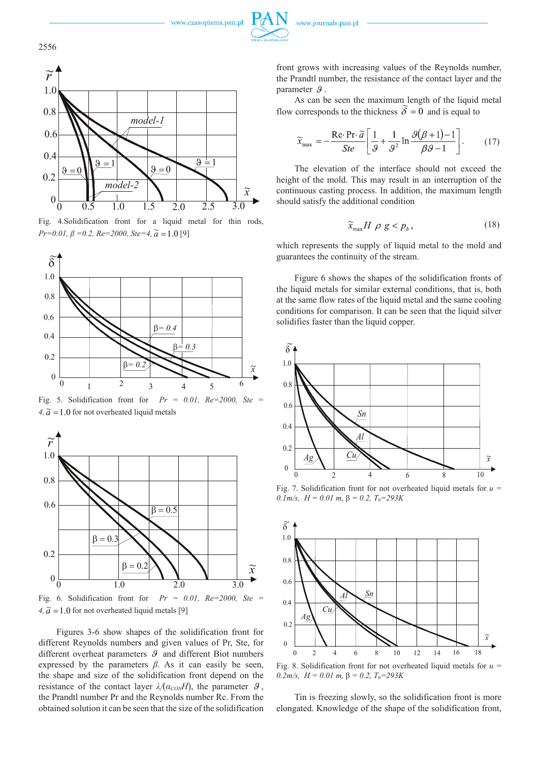Fig. 4.Solidification front for a liquid metal for thin rods, $Pr=0.01$, $\beta=0.2$, $Re=2000$, $Ste=4$, $\tilde{a}=1.0$ [9]

Fig. 5. Solidification front for $Pr = 0.01$, $Re=2000$, $Ste = 4$, $\tilde{a}=1.0$ for not overheated liquid metals

Fig. 6. Solidification front for $Pr = 0.01$, $Re=2000$, $Ste = 4$, $\tilde{a}=1.0$ for not overheated liquid metals [9]

Figures 3-6 show shapes of the solidification front for different Reynolds numbers and given values of Pr, Ste, for different overheat parameters $\vartheta$ and different Biot numbers expressed by the parameters $\beta$. As it can easily be seen, the shape and size of the solidification front depend on the resistance of the contact layer $\lambda/(\alpha_{CON}H)$, the parameter $\vartheta$, the Prandtl number Pr and the Reynolds number Rc. From the obtained solution it can be seen that the size of the solidification front grows with increasing values of the Reynolds number, the Prandtl number, the resistance of the contact layer and the parameter $\vartheta$.

As can be seen the maximum length of the liquid metal flow corresponds to the thickness $\tilde{\delta}=0$ and is equal to

$$\tilde{x}_{\max} = -\frac{\mathrm{Re}\cdot \mathrm{Pr}\cdot \tilde{a}}{Ste}\left[\frac{1}{\vartheta}+\frac{1}{\vartheta^2}\ln\frac{\vartheta(\beta+1)-1}{\beta\vartheta-1}\right]. \tag{17}$$

The elevation of the interface should not exceed the height of the mold. This may result in an interruption of the continuous casting process. In addition, the maximum length should satisfy the additional condition

$$\tilde{x}_{\max} H \,\rho\, g < p_b\,, \tag{18}$$

which represents the supply of liquid metal to the mold and guarantees the continuity of the stream.

Figure 6 shows the shapes of the solidification fronts of the liquid metals for similar external conditions, that is, both at the same flow rates of the liquid metal and the same cooling conditions for comparison. It can be seen that the liquid silver solidifies faster than the liquid copper.

Fig. 7. Solidification front for not overheated liquid metals for $u = 0.1$ m/s, $H = 0.01$ m, $\beta = 0.2$, $T_0=293$K

Fig. 8. Solidification front for not overheated liquid metals for $u = 0.2$ m/s, $H = 0.01$ m, $\beta = 0.2$, $T_0=293$K

Tin is freezing slowly, so the solidification front is more elongated. Knowledge of the shape of the solidification front,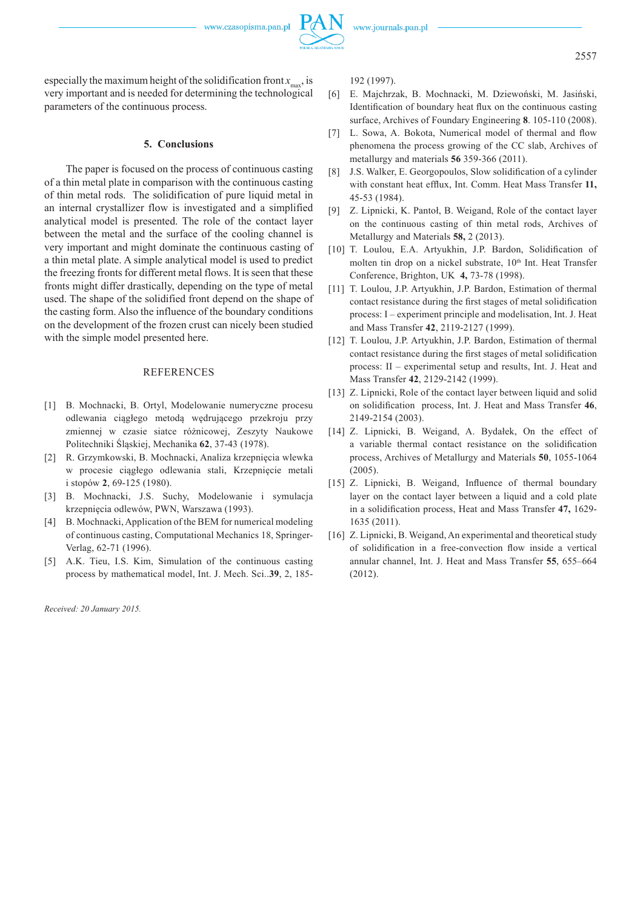especially the maximum height of the solidification front $x_{max}$, is very important and is needed for determining the technological parameters of the continuous process.

## 5. Conclusions

The paper is focused on the process of continuous casting of a thin metal plate in comparison with the continuous casting of thin metal rods. The solidification of pure liquid metal in an internal crystallizer flow is investigated and a simplified analytical model is presented. The role of the contact layer between the metal and the surface of the cooling channel is very important and might dominate the continuous casting of a thin metal plate. A simple analytical model is used to predict the freezing fronts for different metal flows. It is seen that these fronts might differ drastically, depending on the type of metal used. The shape of the solidified front depend on the shape of the casting form. Also the influence of the boundary conditions on the development of the frozen crust can nicely been studied with the simple model presented here.

## REFERENCES

[1] B. Mochnacki, B. Ortyl, Modelowanie numeryczne procesu odlewania ciągłego metodą wędrującego przekroju przy zmiennej w czasie siatce różnicowej, Zeszyty Naukowe Politechniki Śląskiej, Mechanika **62**, 37-43 (1978).

[2] R. Grzymkowski, B. Mochnacki, Analiza krzepnięcia wlewka w procesie ciągłego odlewania stali, Krzepnięcie metali i stopów **2**, 69-125 (1980).

[3] B. Mochnacki, J.S. Suchy, Modelowanie i symulacja krzepnięcia odlewów, PWN, Warszawa (1993).

[4] B. Mochnacki, Application of the BEM for numerical modeling of continuous casting, Computational Mechanics 18, Springer-Verlag, 62-71 (1996).

[5] A.K. Tieu, I.S. Kim, Simulation of the continuous casting process by mathematical model, Int. J. Mech. Sci..**39**, 2, 185-192 (1997).

[6] E. Majchrzak, B. Mochnacki, M. Dziewoński, M. Jasiński, Identification of boundary heat flux on the continuous casting surface, Archives of Foundary Engineering **8**. 105-110 (2008).

[7] L. Sowa, A. Bokota, Numerical model of thermal and flow phenomena the process growing of the CC slab, Archives of metallurgy and materials **56** 359-366 (2011).

[8] J.S. Walker, E. Georgopoulos, Slow solidification of a cylinder with constant heat efflux, Int. Comm. Heat Mass Transfer **11,** 45-53 (1984).

[9] Z. Lipnicki, K. Pantoł, B. Weigand, Role of the contact layer on the continuous casting of thin metal rods, Archives of Metallurgy and Materials **58,** 2 (2013).

[10] T. Loulou, E.A. Artyukhin, J.P. Bardon, Solidification of molten tin drop on a nickel substrate, 10th Int. Heat Transfer Conference, Brighton, UK **4,** 73-78 (1998).

[11] T. Loulou, J.P. Artyukhin, J.P. Bardon, Estimation of thermal contact resistance during the first stages of metal solidification process: I – experiment principle and modelisation, Int. J. Heat and Mass Transfer **42**, 2119-2127 (1999).

[12] T. Loulou, J.P. Artyukhin, J.P. Bardon, Estimation of thermal contact resistance during the first stages of metal solidification process: II – experimental setup and results, Int. J. Heat and Mass Transfer **42**, 2129-2142 (1999).

[13] Z. Lipnicki, Role of the contact layer between liquid and solid on solidification process, Int. J. Heat and Mass Transfer **46**, 2149-2154 (2003).

[14] Z. Lipnicki, B. Weigand, A. Bydałek, On the effect of a variable thermal contact resistance on the solidification process, Archives of Metallurgy and Materials **50**, 1055-1064 (2005).

[15] Z. Lipnicki, B. Weigand, Influence of thermal boundary layer on the contact layer between a liquid and a cold plate in a solidification process, Heat and Mass Transfer **47,** 1629-1635 (2011).

[16] Z. Lipnicki, B. Weigand, An experimental and theoretical study of solidification in a free-convection flow inside a vertical annular channel, Int. J. Heat and Mass Transfer **55**, 655–664 (2012).

*Received: 20 January 2015.*